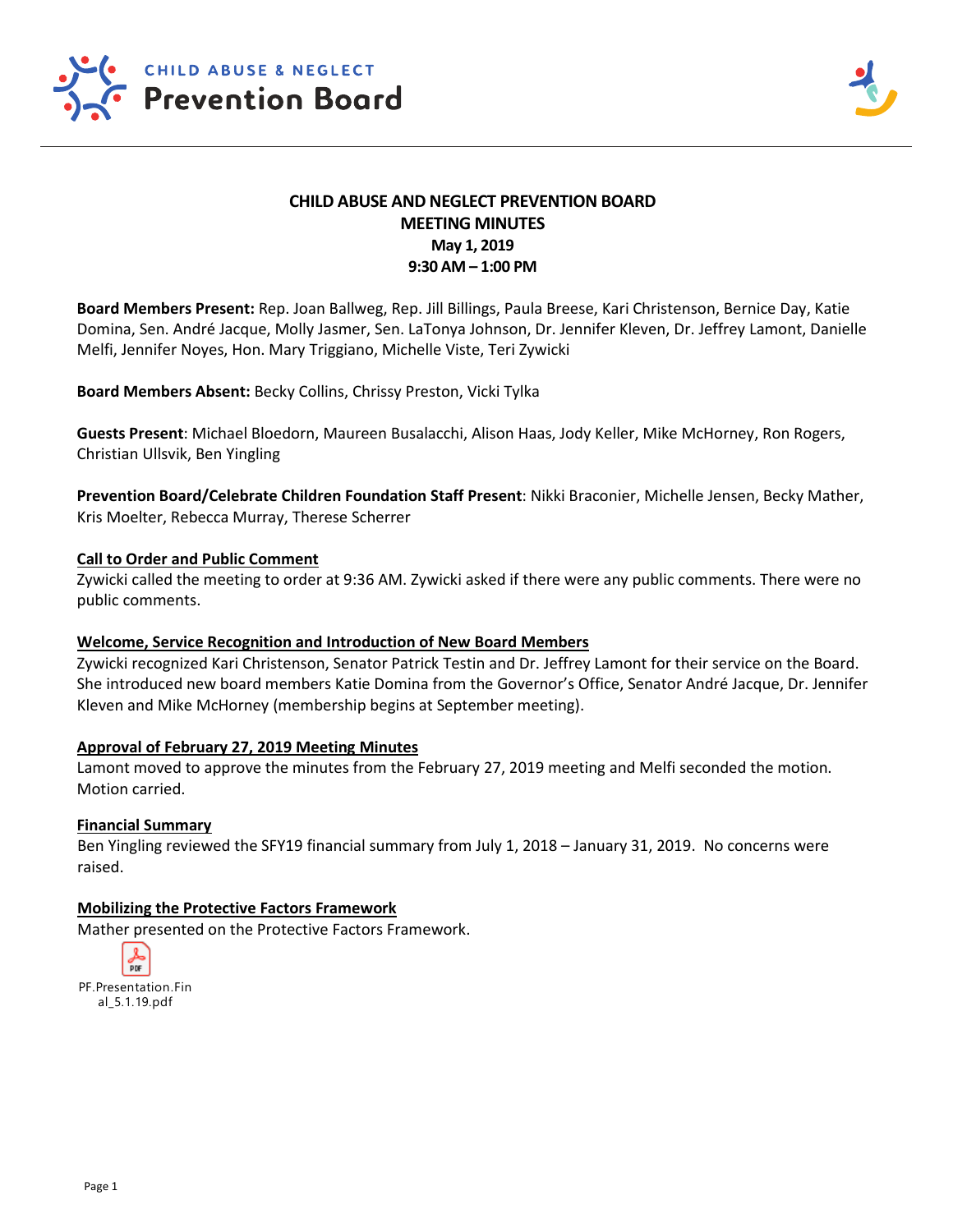# CHILD ABUSE & NEGLECT Prevention Board

## CHILD ABUSE AND NEGLECT PREVENTION BOARD
## MEETING MINUTES
### May 1, 2019
### 9:30 AM – 1:00 PM

**Board Members Present:** Rep. Joan Ballweg, Rep. Jill Billings, Paula Breese, Kari Christenson, Bernice Day, Katie Domina, Sen. André Jacque, Molly Jasmer, Sen. LaTonya Johnson, Dr. Jennifer Kleven, Dr. Jeffrey Lamont, Danielle Melfi, Jennifer Noyes, Hon. Mary Triggiano, Michelle Viste, Teri Zywicki

**Board Members Absent:** Becky Collins, Chrissy Preston, Vicki Tylka

**Guests Present**: Michael Bloedorn, Maureen Busalacchi, Alison Haas, Jody Keller, Mike McHorney, Ron Rogers, Christian Ullsvik, Ben Yingling

**Prevention Board/Celebrate Children Foundation Staff Present**: Nikki Braconier, Michelle Jensen, Becky Mather, Kris Moelter, Rebecca Murray, Therese Scherrer

**Call to Order and Public Comment**

Zywicki called the meeting to order at 9:36 AM. Zywicki asked if there were any public comments. There were no public comments.

**Welcome, Service Recognition and Introduction of New Board Members**

Zywicki recognized Kari Christenson, Senator Patrick Testin and Dr. Jeffrey Lamont for their service on the Board. She introduced new board members Katie Domina from the Governor's Office, Senator André Jacque, Dr. Jennifer Kleven and Mike McHorney (membership begins at September meeting).

**Approval of February 27, 2019 Meeting Minutes**

Lamont moved to approve the minutes from the February 27, 2019 meeting and Melfi seconded the motion. Motion carried.

**Financial Summary**

Ben Yingling reviewed the SFY19 financial summary from July 1, 2018 – January 31, 2019. No concerns were raised.

**Mobilizing the Protective Factors Framework**

Mather presented on the Protective Factors Framework.

PF.Presentation.Final_5.1.19.pdf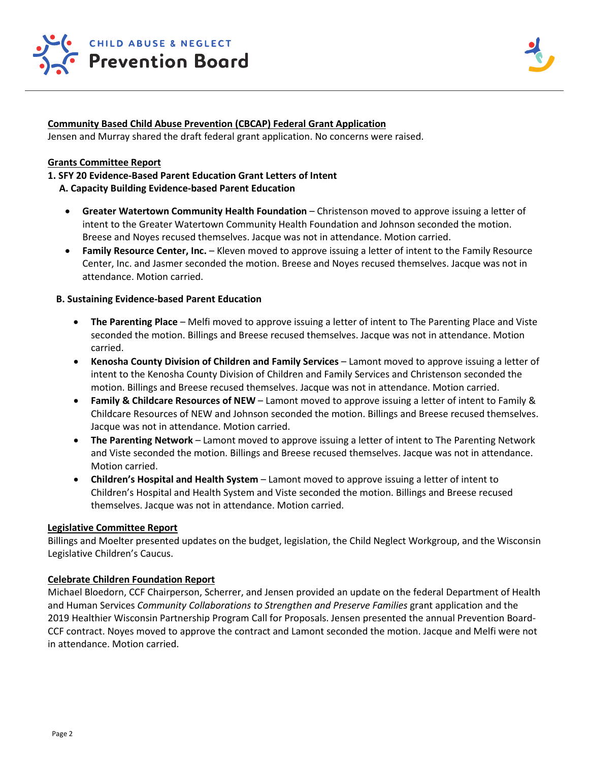**Community Based Child Abuse Prevention (CBCAP) Federal Grant Application**

Jensen and Murray shared the draft federal grant application. No concerns were raised.

**Grants Committee Report**

**1. SFY 20 Evidence-Based Parent Education Grant Letters of Intent**

**A. Capacity Building Evidence-based Parent Education**

- **Greater Watertown Community Health Foundation** – Christenson moved to approve issuing a letter of intent to the Greater Watertown Community Health Foundation and Johnson seconded the motion. Breese and Noyes recused themselves. Jacque was not in attendance. Motion carried.
- **Family Resource Center, Inc.** – Kleven moved to approve issuing a letter of intent to the Family Resource Center, Inc. and Jasmer seconded the motion. Breese and Noyes recused themselves. Jacque was not in attendance. Motion carried.

**B. Sustaining Evidence-based Parent Education**

- **The Parenting Place** – Melfi moved to approve issuing a letter of intent to The Parenting Place and Viste seconded the motion. Billings and Breese recused themselves. Jacque was not in attendance. Motion carried.
- **Kenosha County Division of Children and Family Services** – Lamont moved to approve issuing a letter of intent to the Kenosha County Division of Children and Family Services and Christenson seconded the motion. Billings and Breese recused themselves. Jacque was not in attendance. Motion carried.
- **Family & Childcare Resources of NEW** – Lamont moved to approve issuing a letter of intent to Family & Childcare Resources of NEW and Johnson seconded the motion. Billings and Breese recused themselves. Jacque was not in attendance. Motion carried.
- **The Parenting Network** – Lamont moved to approve issuing a letter of intent to The Parenting Network and Viste seconded the motion. Billings and Breese recused themselves. Jacque was not in attendance. Motion carried.
- **Children's Hospital and Health System** – Lamont moved to approve issuing a letter of intent to Children's Hospital and Health System and Viste seconded the motion. Billings and Breese recused themselves. Jacque was not in attendance. Motion carried.

**Legislative Committee Report**

Billings and Moelter presented updates on the budget, legislation, the Child Neglect Workgroup, and the Wisconsin Legislative Children's Caucus.

**Celebrate Children Foundation Report**

Michael Bloedorn, CCF Chairperson, Scherrer, and Jensen provided an update on the federal Department of Health and Human Services *Community Collaborations to Strengthen and Preserve Families* grant application and the 2019 Healthier Wisconsin Partnership Program Call for Proposals. Jensen presented the annual Prevention Board-CCF contract. Noyes moved to approve the contract and Lamont seconded the motion. Jacque and Melfi were not in attendance. Motion carried.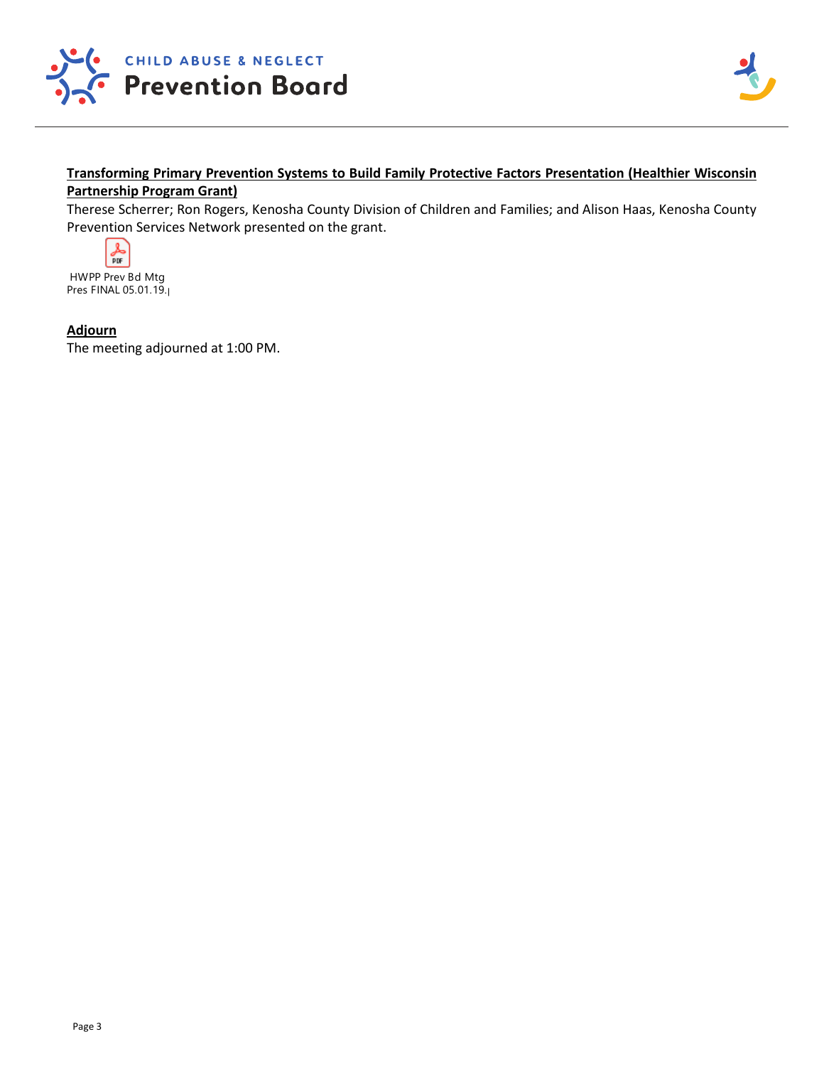**Transforming Primary Prevention Systems to Build Family Protective Factors Presentation (Healthier Wisconsin Partnership Program Grant)**

Therese Scherrer; Ron Rogers, Kenosha County Division of Children and Families; and Alison Haas, Kenosha County Prevention Services Network presented on the grant.

HWPP Prev Bd Mtg Pres FINAL 05.01.19.

**Adjourn**

The meeting adjourned at 1:00 PM.